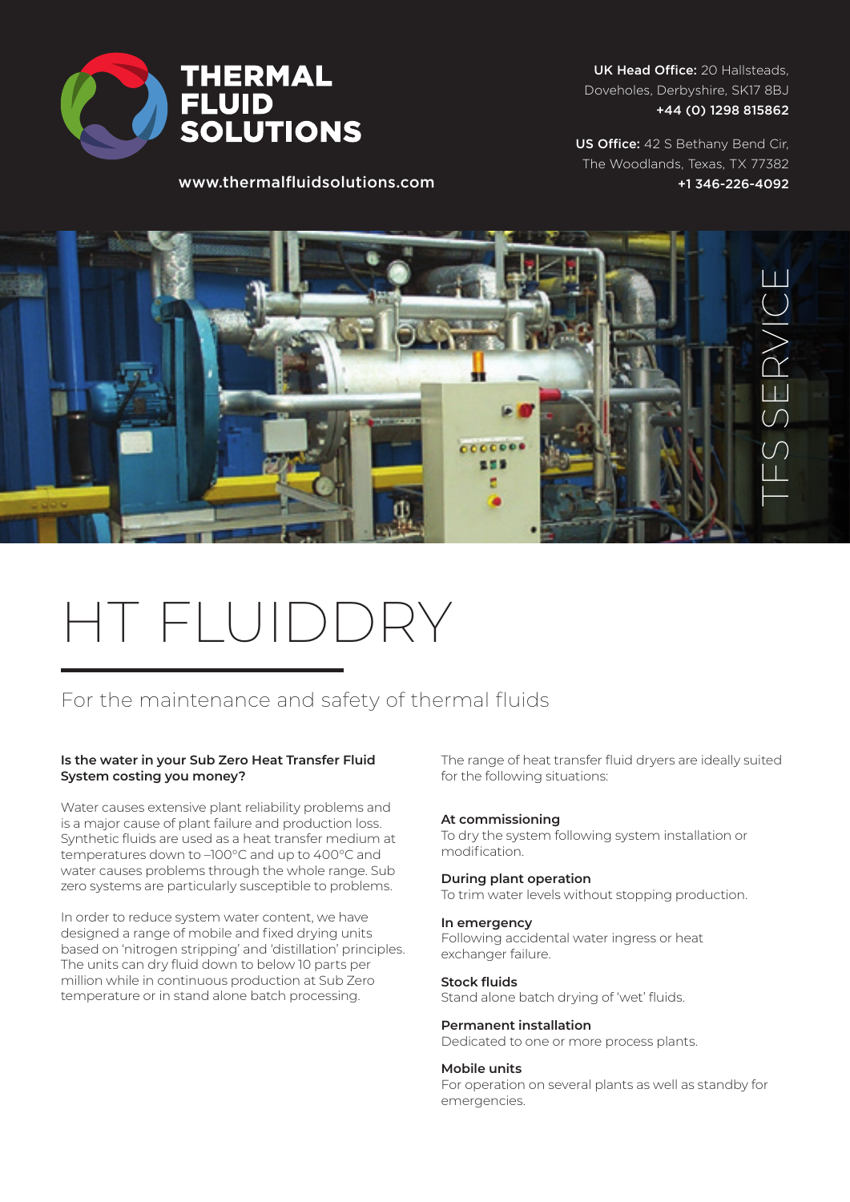# THERMAL FLUID SOLUTIONS

www.thermalfluidsolutions.com

**UK Head Office:** 20 Hallsteads, Doveholes, Derbyshire, SK17 8BJ
**+44 (0) 1298 815862**

**US Office:** 42 S Bethany Bend Cir, The Woodlands, Texas, TX 77382
**+1 346-226-4092**

TFS SERVICE

# HT FLUIDDRY

## For the maintenance and safety of thermal fluids

**Is the water in your Sub Zero Heat Transfer Fluid System costing you money?**

Water causes extensive plant reliability problems and is a major cause of plant failure and production loss. Synthetic fluids are used as a heat transfer medium at temperatures down to –100°C and up to 400°C and water causes problems through the whole range. Sub zero systems are particularly susceptible to problems.

In order to reduce system water content, we have designed a range of mobile and fixed drying units based on 'nitrogen stripping' and 'distillation' principles. The units can dry fluid down to below 10 parts per million while in continuous production at Sub Zero temperature or in stand alone batch processing.

The range of heat transfer fluid dryers are ideally suited for the following situations:

**At commissioning**
To dry the system following system installation or modification.

**During plant operation**
To trim water levels without stopping production.

**In emergency**
Following accidental water ingress or heat exchanger failure.

**Stock fluids**
Stand alone batch drying of 'wet' fluids.

**Permanent installation**
Dedicated to one or more process plants.

**Mobile units**
For operation on several plants as well as standby for emergencies.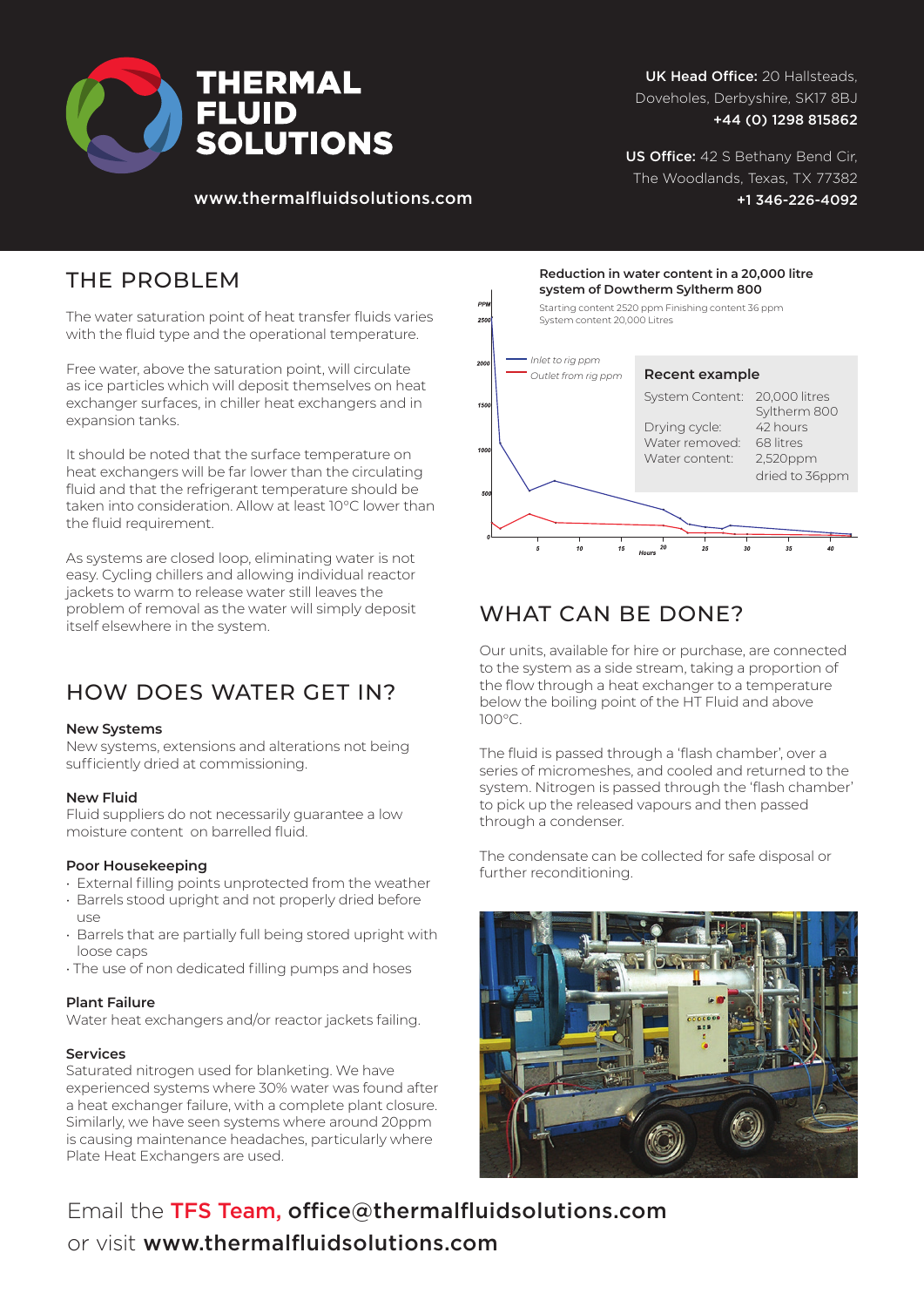# THERMAL FLUID SOLUTIONS

www.thermalfluidsolutions.com

**UK Head Office:** 20 Hallsteads, Doveholes, Derbyshire, SK17 8BJ
**+44 (0) 1298 815862**

**US Office:** 42 S Bethany Bend Cir, The Woodlands, Texas, TX 77382
**+1 346-226-4092**

## THE PROBLEM

The water saturation point of heat transfer fluids varies with the fluid type and the operational temperature.

Free water, above the saturation point, will circulate as ice particles which will deposit themselves on heat exchanger surfaces, in chiller heat exchangers and in expansion tanks.

It should be noted that the surface temperature on heat exchangers will be far lower than the circulating fluid and that the refrigerant temperature should be taken into consideration. Allow at least 10°C lower than the fluid requirement.

As systems are closed loop, eliminating water is not easy. Cycling chillers and allowing individual reactor jackets to warm to release water still leaves the problem of removal as the water will simply deposit itself elsewhere in the system.

## HOW DOES WATER GET IN?

**New Systems**
New systems, extensions and alterations not being sufficiently dried at commissioning.

**New Fluid**
Fluid suppliers do not necessarily guarantee a low moisture content on barrelled fluid.

**Poor Housekeeping**
- External filling points unprotected from the weather
- Barrels stood upright and not properly dried before use
- Barrels that are partially full being stored upright with loose caps
- The use of non dedicated filling pumps and hoses

**Plant Failure**
Water heat exchangers and/or reactor jackets failing.

**Services**
Saturated nitrogen used for blanketing. We have experienced systems where 30% water was found after a heat exchanger failure, with a complete plant closure. Similarly, we have seen systems where around 20ppm is causing maintenance headaches, particularly where Plate Heat Exchangers are used.

**Reduction in water content in a 20,000 litre system of Dowtherm Syltherm 800**

Starting content 2520 ppm Finishing content 36 ppm
System content 20,000 Litres

PPM
2500
2000
1500
1000
500
0
5 10 15 20 25 30 35 40
Hours

Inlet to rig ppm
Outlet from rig ppm

**Recent example**

| | |
|---|---|
| System Content: | 20,000 litres Syltherm 800 |
| Drying cycle: | 42 hours |
| Water removed: | 68 litres |
| Water content: | 2,520ppm dried to 36ppm |

## WHAT CAN BE DONE?

Our units, available for hire or purchase, are connected to the system as a side stream, taking a proportion of the flow through a heat exchanger to a temperature below the boiling point of the HT Fluid and above 100°C.

The fluid is passed through a 'flash chamber', over a series of micromeshes, and cooled and returned to the system. Nitrogen is passed through the 'flash chamber' to pick up the released vapours and then passed through a condenser.

The condensate can be collected for safe disposal or further reconditioning.

Email the **TFS Team, office@thermalfluidsolutions.com**
or visit **www.thermalfluidsolutions.com**